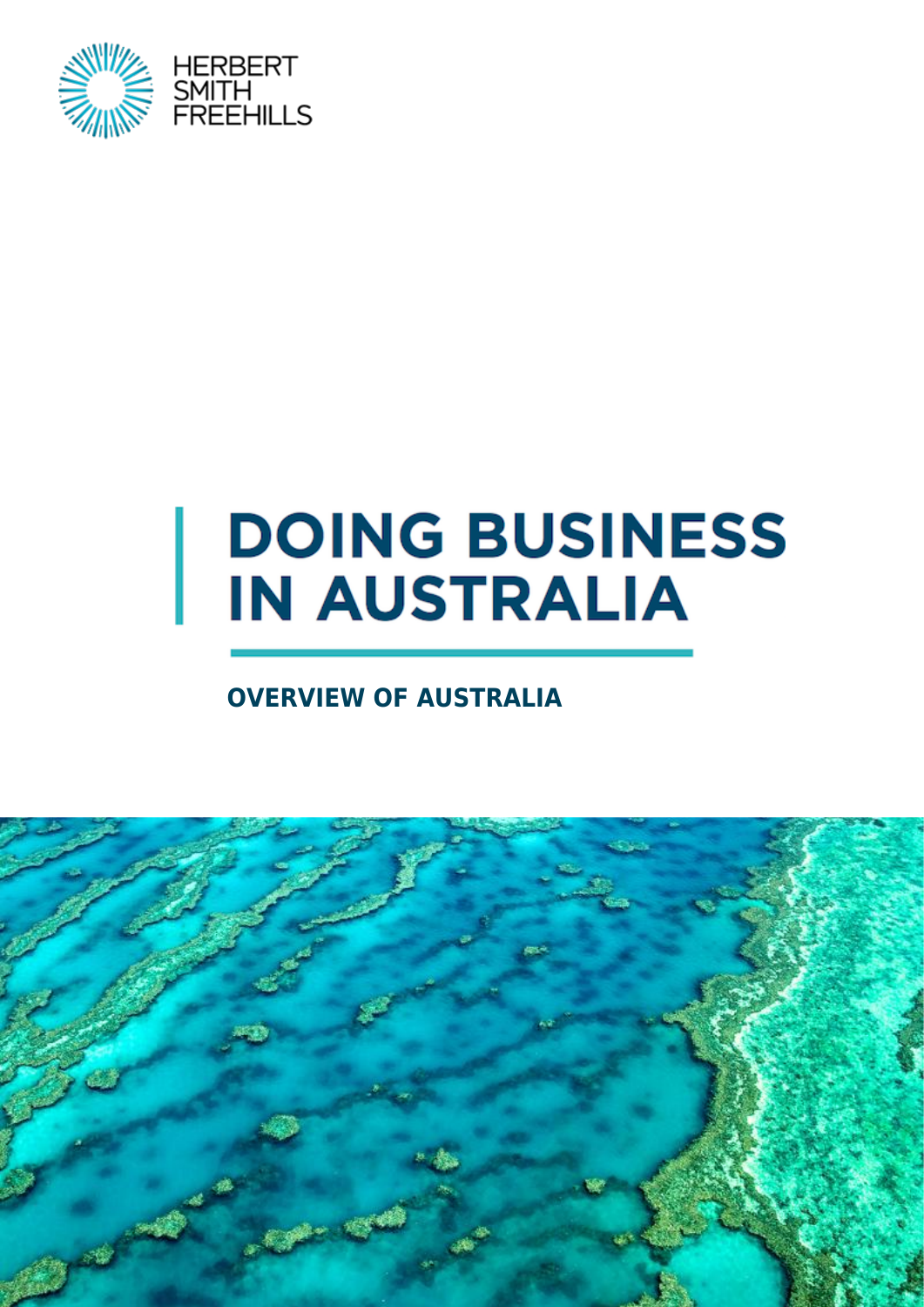HERBERT SMITH FREEHILLS

# DOING BUSINESS IN AUSTRALIA

## OVERVIEW OF AUSTRALIA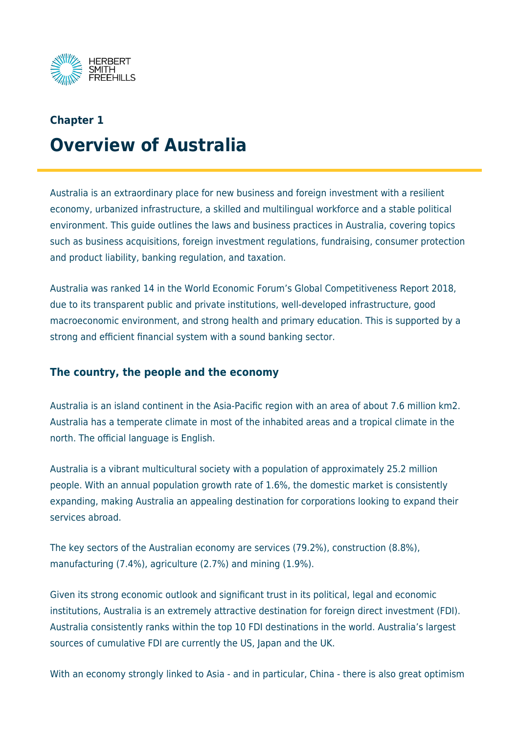## Chapter 1

# Overview of Australia

Australia is an extraordinary place for new business and foreign investment with a resilient economy, urbanized infrastructure, a skilled and multilingual workforce and a stable political environment. This guide outlines the laws and business practices in Australia, covering topics such as business acquisitions, foreign investment regulations, fundraising, consumer protection and product liability, banking regulation, and taxation.

Australia was ranked 14 in the World Economic Forum's Global Competitiveness Report 2018, due to its transparent public and private institutions, well-developed infrastructure, good macroeconomic environment, and strong health and primary education. This is supported by a strong and efficient financial system with a sound banking sector.

### The country, the people and the economy

Australia is an island continent in the Asia-Pacific region with an area of about 7.6 million km2. Australia has a temperate climate in most of the inhabited areas and a tropical climate in the north. The official language is English.

Australia is a vibrant multicultural society with a population of approximately 25.2 million people. With an annual population growth rate of 1.6%, the domestic market is consistently expanding, making Australia an appealing destination for corporations looking to expand their services abroad.

The key sectors of the Australian economy are services (79.2%), construction (8.8%), manufacturing (7.4%), agriculture (2.7%) and mining (1.9%).

Given its strong economic outlook and significant trust in its political, legal and economic institutions, Australia is an extremely attractive destination for foreign direct investment (FDI). Australia consistently ranks within the top 10 FDI destinations in the world. Australia's largest sources of cumulative FDI are currently the US, Japan and the UK.

With an economy strongly linked to Asia - and in particular, China - there is also great optimism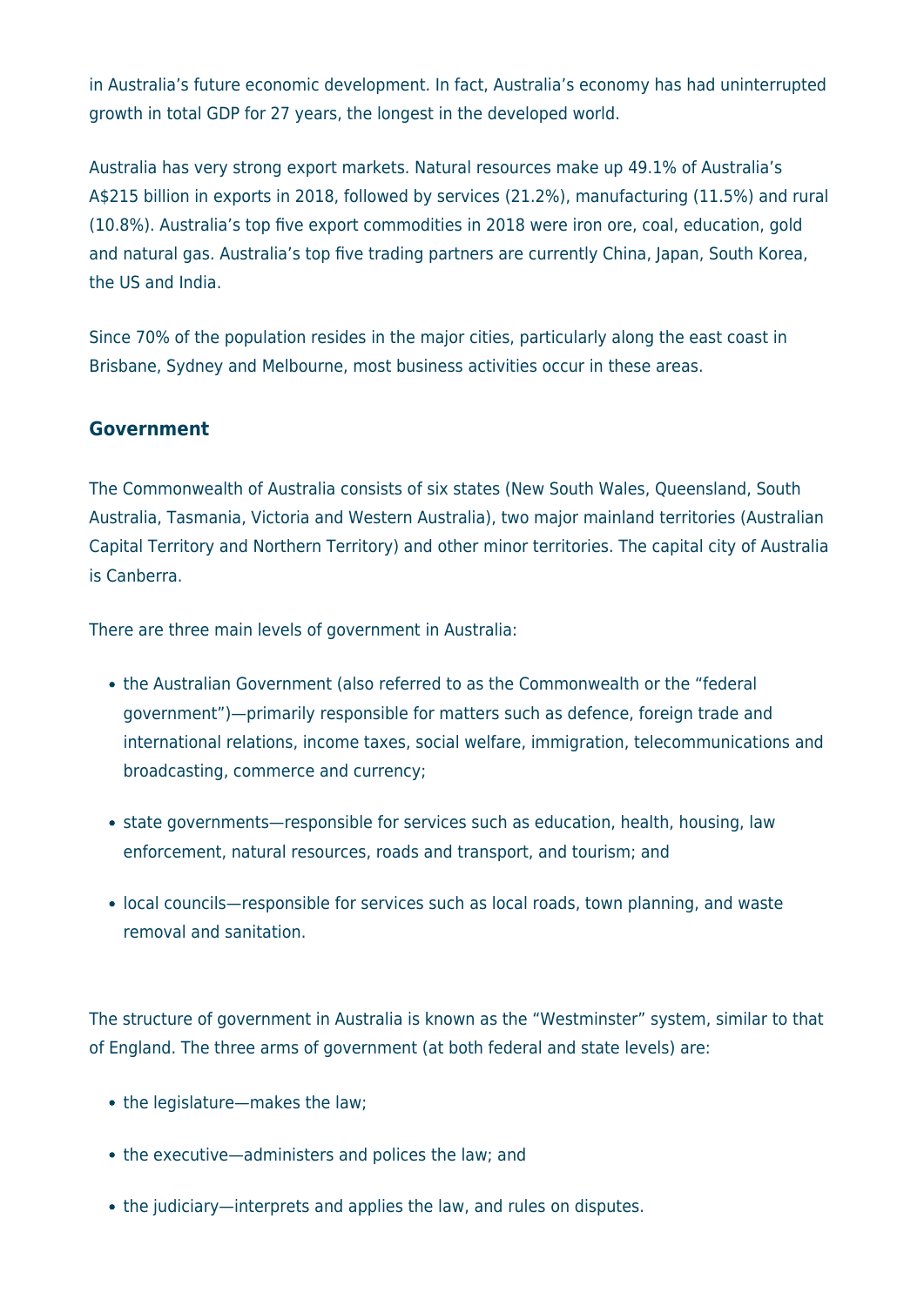in Australia's future economic development. In fact, Australia's economy has had uninterrupted growth in total GDP for 27 years, the longest in the developed world.

Australia has very strong export markets. Natural resources make up 49.1% of Australia's A$215 billion in exports in 2018, followed by services (21.2%), manufacturing (11.5%) and rural (10.8%). Australia's top five export commodities in 2018 were iron ore, coal, education, gold and natural gas. Australia's top five trading partners are currently China, Japan, South Korea, the US and India.

Since 70% of the population resides in the major cities, particularly along the east coast in Brisbane, Sydney and Melbourne, most business activities occur in these areas.

## Government

The Commonwealth of Australia consists of six states (New South Wales, Queensland, South Australia, Tasmania, Victoria and Western Australia), two major mainland territories (Australian Capital Territory and Northern Territory) and other minor territories. The capital city of Australia is Canberra.

There are three main levels of government in Australia:

- the Australian Government (also referred to as the Commonwealth or the "federal government")—primarily responsible for matters such as defence, foreign trade and international relations, income taxes, social welfare, immigration, telecommunications and broadcasting, commerce and currency;
- state governments—responsible for services such as education, health, housing, law enforcement, natural resources, roads and transport, and tourism; and
- local councils—responsible for services such as local roads, town planning, and waste removal and sanitation.

The structure of government in Australia is known as the "Westminster" system, similar to that of England. The three arms of government (at both federal and state levels) are:

- the legislature—makes the law;
- the executive—administers and polices the law; and
- the judiciary—interprets and applies the law, and rules on disputes.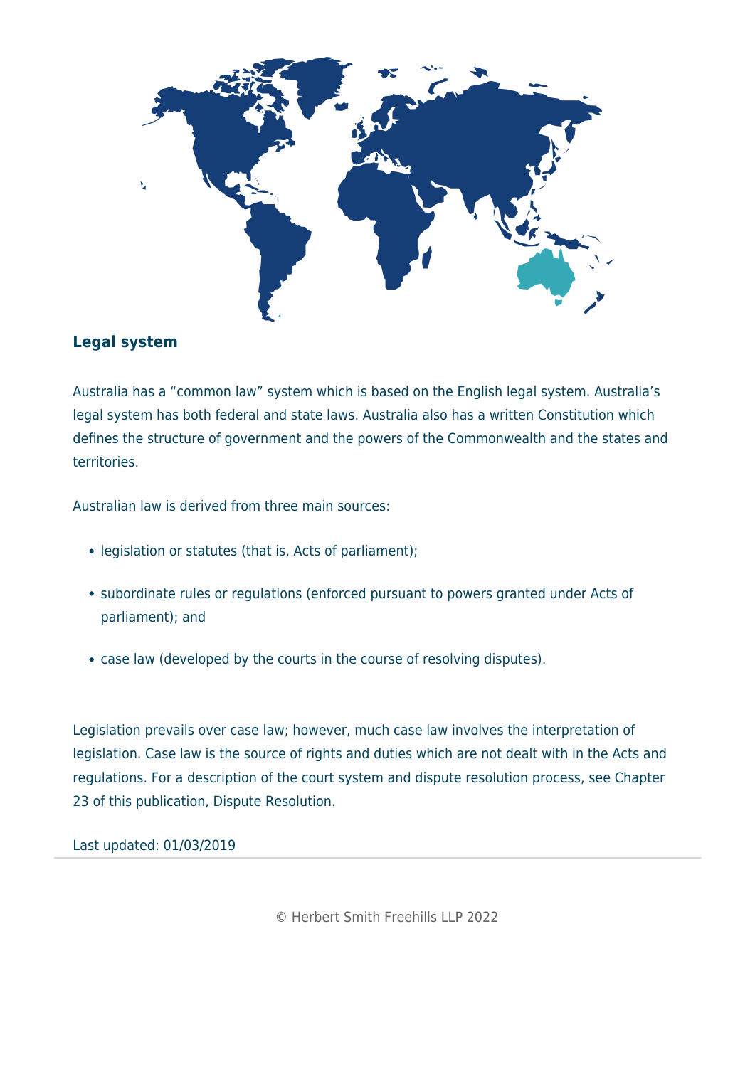## Legal system

Australia has a "common law" system which is based on the English legal system. Australia's legal system has both federal and state laws. Australia also has a written Constitution which defines the structure of government and the powers of the Commonwealth and the states and territories.

Australian law is derived from three main sources:

- legislation or statutes (that is, Acts of parliament);
- subordinate rules or regulations (enforced pursuant to powers granted under Acts of parliament); and
- case law (developed by the courts in the course of resolving disputes).

Legislation prevails over case law; however, much case law involves the interpretation of legislation. Case law is the source of rights and duties which are not dealt with in the Acts and regulations. For a description of the court system and dispute resolution process, see Chapter 23 of this publication, Dispute Resolution.

Last updated: 01/03/2019

© Herbert Smith Freehills LLP 2022